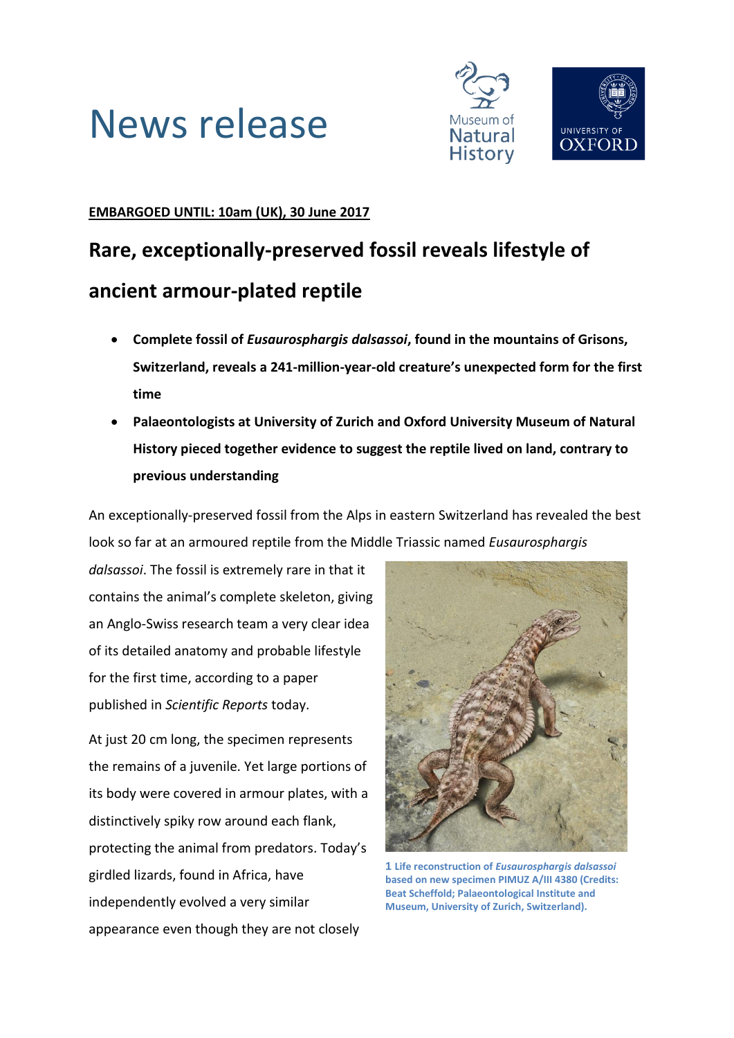# News release

**EMBARGOED UNTIL: 10am (UK), 30 June 2017**

## Rare, exceptionally-preserved fossil reveals lifestyle of ancient armour-plated reptile

- **Complete fossil of *Eusaurosphargis dalsassoi*, found in the mountains of Grisons, Switzerland, reveals a 241-million-year-old creature's unexpected form for the first time**
- **Palaeontologists at University of Zurich and Oxford University Museum of Natural History pieced together evidence to suggest the reptile lived on land, contrary to previous understanding**

An exceptionally-preserved fossil from the Alps in eastern Switzerland has revealed the best look so far at an armoured reptile from the Middle Triassic named *Eusaurosphargis dalsassoi*. The fossil is extremely rare in that it contains the animal's complete skeleton, giving an Anglo-Swiss research team a very clear idea of its detailed anatomy and probable lifestyle for the first time, according to a paper published in *Scientific Reports* today.

**1 Life reconstruction of *Eusaurosphargis dalsassoi* based on new specimen PIMUZ A/III 4380 (Credits: Beat Scheffold; Palaeontological Institute and Museum, University of Zurich, Switzerland).**

At just 20 cm long, the specimen represents the remains of a juvenile. Yet large portions of its body were covered in armour plates, with a distinctively spiky row around each flank, protecting the animal from predators. Today's girdled lizards, found in Africa, have independently evolved a very similar appearance even though they are not closely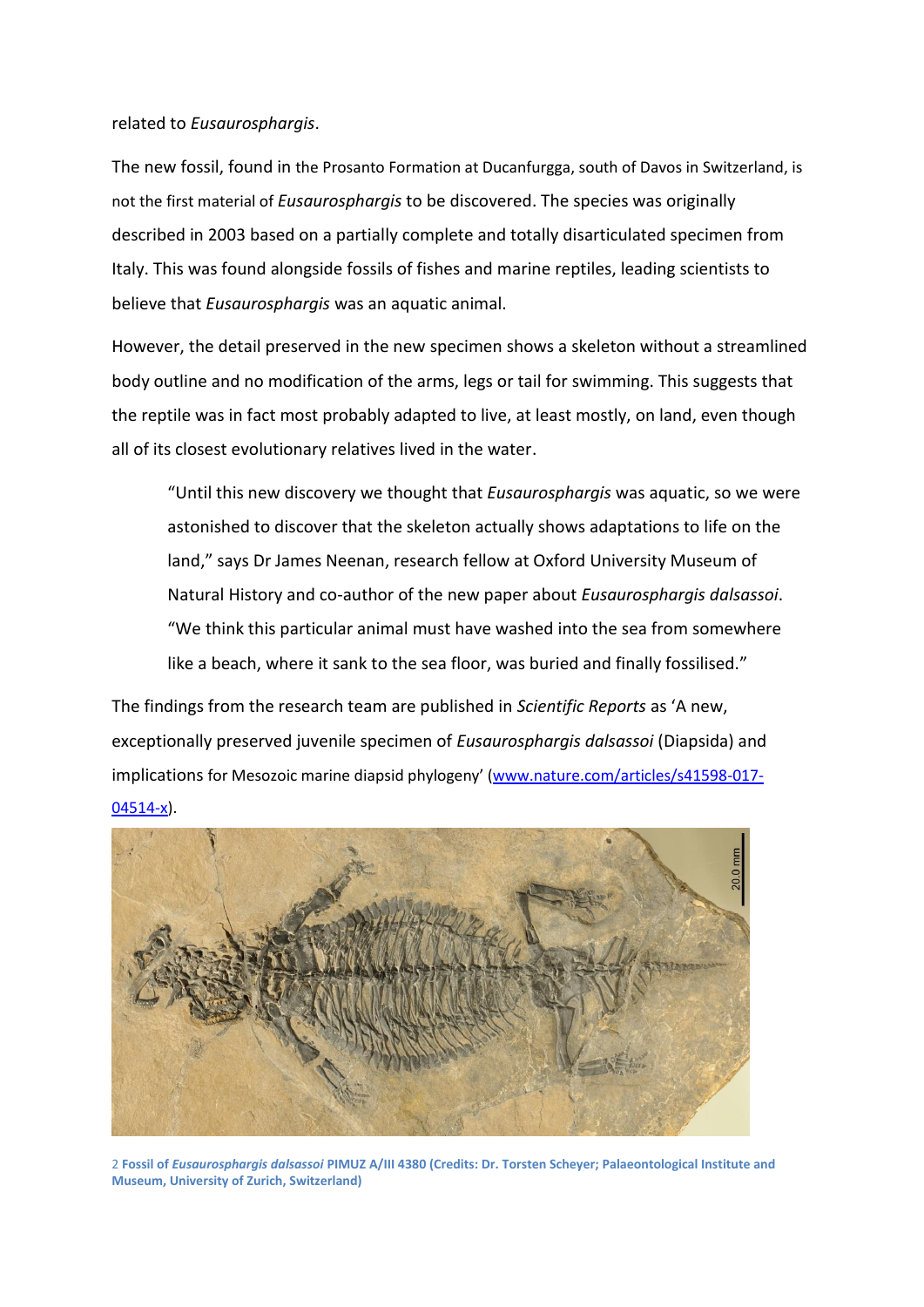related to *Eusaurosphargis*.

The new fossil, found in the Prosanto Formation at Ducanfurgga, south of Davos in Switzerland, is not the first material of *Eusaurosphargis* to be discovered. The species was originally described in 2003 based on a partially complete and totally disarticulated specimen from Italy. This was found alongside fossils of fishes and marine reptiles, leading scientists to believe that *Eusaurosphargis* was an aquatic animal.

However, the detail preserved in the new specimen shows a skeleton without a streamlined body outline and no modification of the arms, legs or tail for swimming. This suggests that the reptile was in fact most probably adapted to live, at least mostly, on land, even though all of its closest evolutionary relatives lived in the water.

> "Until this new discovery we thought that *Eusaurosphargis* was aquatic, so we were astonished to discover that the skeleton actually shows adaptations to life on the land," says Dr James Neenan, research fellow at Oxford University Museum of Natural History and co-author of the new paper about *Eusaurosphargis dalsassoi*. "We think this particular animal must have washed into the sea from somewhere like a beach, where it sank to the sea floor, was buried and finally fossilised."

The findings from the research team are published in *Scientific Reports* as 'A new, exceptionally preserved juvenile specimen of *Eusaurosphargis dalsassoi* (Diapsida) and implications for Mesozoic marine diapsid phylogeny' (www.nature.com/articles/s41598-017-04514-x).

2 **Fossil of *Eusaurosphargis dalsassoi* PIMUZ A/III 4380 (Credits: Dr. Torsten Scheyer; Palaeontological Institute and Museum, University of Zurich, Switzerland)**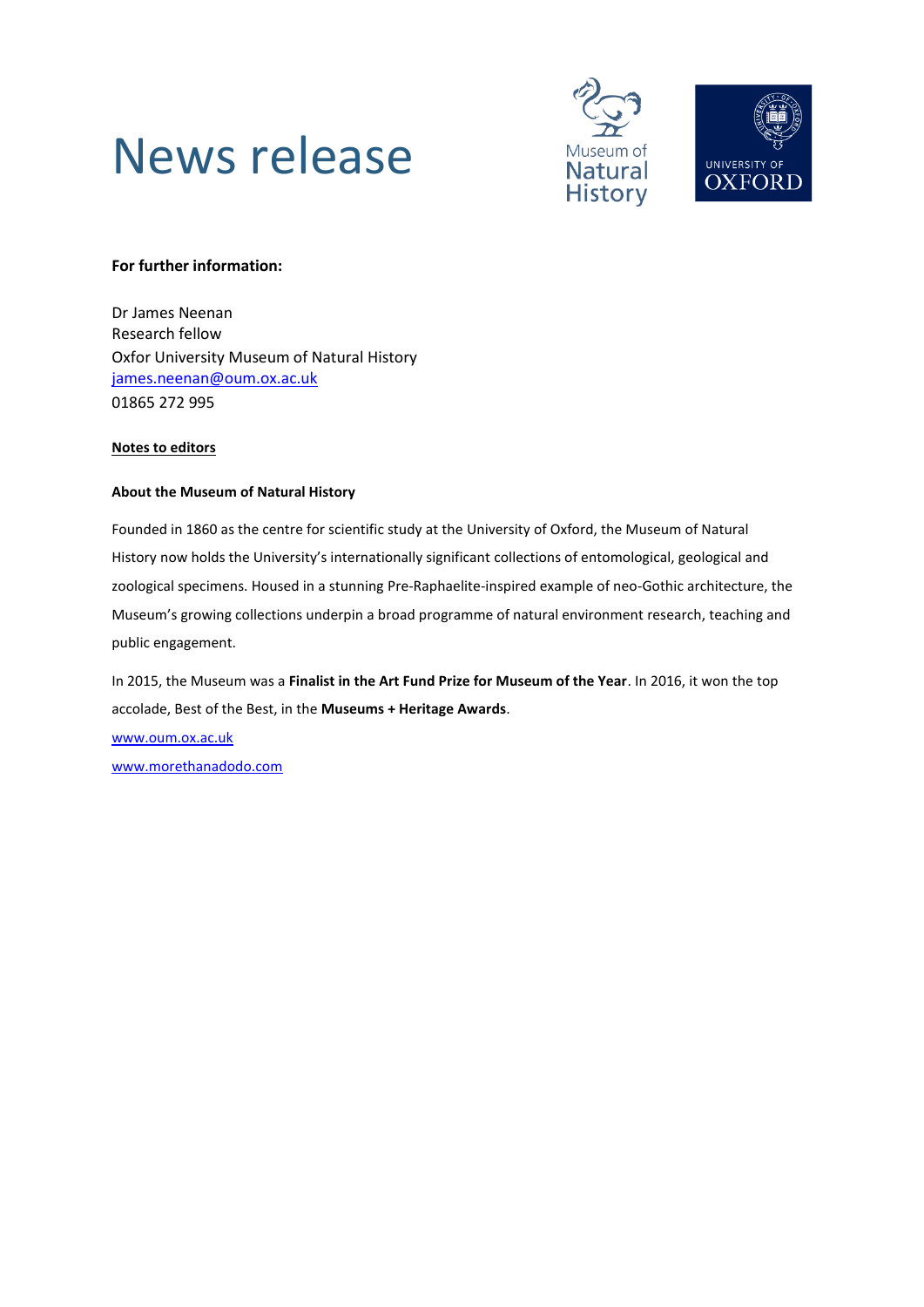# News release

Museum of Natural History

UNIVERSITY OF OXFORD

**For further information:**

Dr James Neenan
Research fellow
Oxfor University Museum of Natural History
james.neenan@oum.ox.ac.uk
01865 272 995

**Notes to editors**

**About the Museum of Natural History**

Founded in 1860 as the centre for scientific study at the University of Oxford, the Museum of Natural History now holds the University's internationally significant collections of entomological, geological and zoological specimens. Housed in a stunning Pre-Raphaelite-inspired example of neo-Gothic architecture, the Museum's growing collections underpin a broad programme of natural environment research, teaching and public engagement.

In 2015, the Museum was a **Finalist in the Art Fund Prize for Museum of the Year**. In 2016, it won the top accolade, Best of the Best, in the **Museums + Heritage Awards**.

www.oum.ox.ac.uk

www.morethanadodo.com